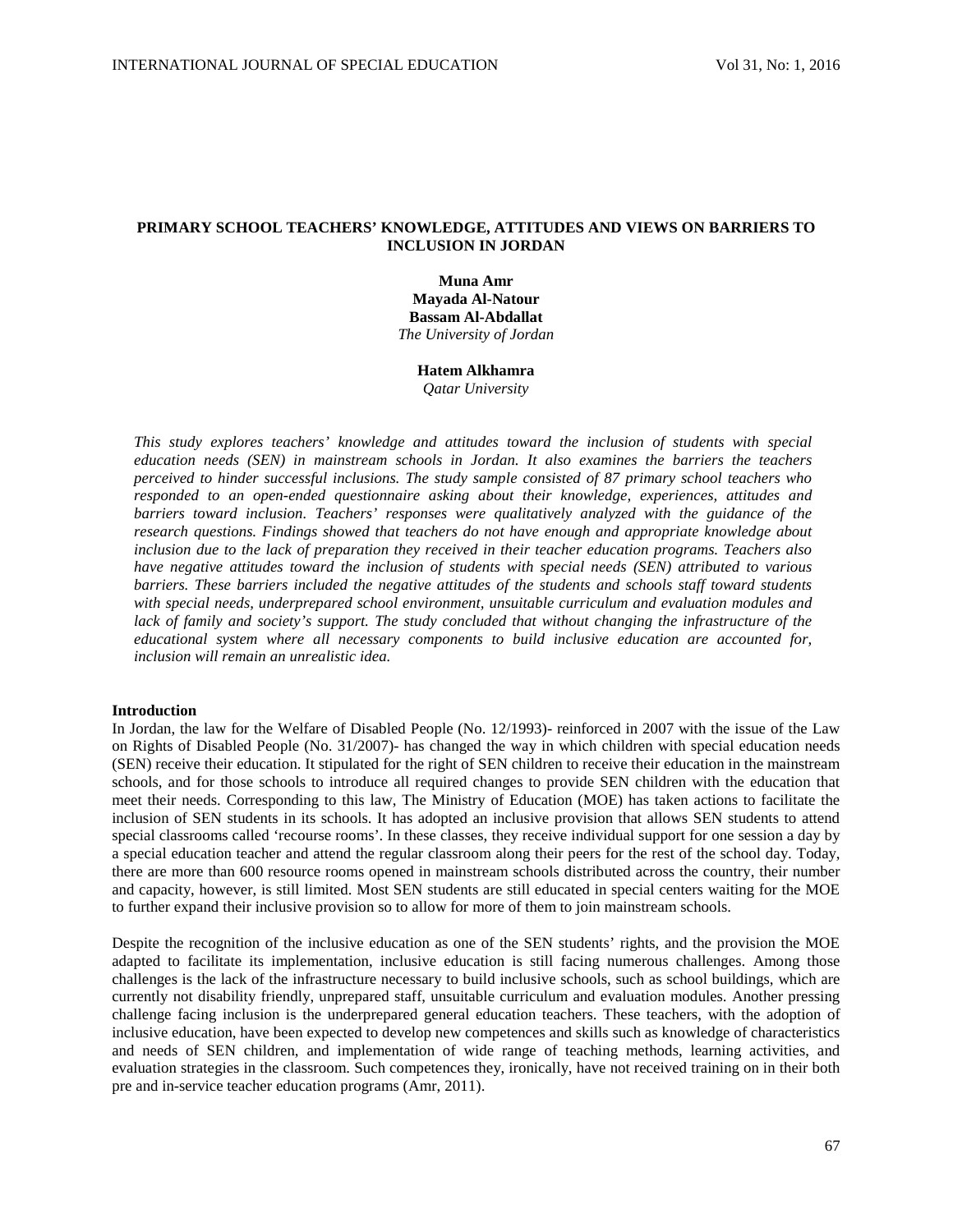# PRIMARY SCHOOL TEACHERS' KNOWLEDGE, ATTITUDES AND VIEWS ON BARRIERS TO INCLUSION IN JORDAN

**Muna Amr**
**Mayada Al-Natour**
**Bassam Al-Abdallat**
*The University of Jordan*

**Hatem Alkhamra**
*Qatar University*

*This study explores teachers' knowledge and attitudes toward the inclusion of students with special education needs (SEN) in mainstream schools in Jordan. It also examines the barriers the teachers perceived to hinder successful inclusions. The study sample consisted of 87 primary school teachers who responded to an open-ended questionnaire asking about their knowledge, experiences, attitudes and barriers toward inclusion. Teachers' responses were qualitatively analyzed with the guidance of the research questions. Findings showed that teachers do not have enough and appropriate knowledge about inclusion due to the lack of preparation they received in their teacher education programs. Teachers also have negative attitudes toward the inclusion of students with special needs (SEN) attributed to various barriers. These barriers included the negative attitudes of the students and schools staff toward students with special needs, underprepared school environment, unsuitable curriculum and evaluation modules and lack of family and society's support. The study concluded that without changing the infrastructure of the educational system where all necessary components to build inclusive education are accounted for, inclusion will remain an unrealistic idea.*

## Introduction

In Jordan, the law for the Welfare of Disabled People (No. 12/1993)- reinforced in 2007 with the issue of the Law on Rights of Disabled People (No. 31/2007)- has changed the way in which children with special education needs (SEN) receive their education. It stipulated for the right of SEN children to receive their education in the mainstream schools, and for those schools to introduce all required changes to provide SEN children with the education that meet their needs. Corresponding to this law, The Ministry of Education (MOE) has taken actions to facilitate the inclusion of SEN students in its schools. It has adopted an inclusive provision that allows SEN students to attend special classrooms called 'recourse rooms'. In these classes, they receive individual support for one session a day by a special education teacher and attend the regular classroom along their peers for the rest of the school day. Today, there are more than 600 resource rooms opened in mainstream schools distributed across the country, their number and capacity, however, is still limited. Most SEN students are still educated in special centers waiting for the MOE to further expand their inclusive provision so to allow for more of them to join mainstream schools.

Despite the recognition of the inclusive education as one of the SEN students' rights, and the provision the MOE adapted to facilitate its implementation, inclusive education is still facing numerous challenges. Among those challenges is the lack of the infrastructure necessary to build inclusive schools, such as school buildings, which are currently not disability friendly, unprepared staff, unsuitable curriculum and evaluation modules. Another pressing challenge facing inclusion is the underprepared general education teachers. These teachers, with the adoption of inclusive education, have been expected to develop new competences and skills such as knowledge of characteristics and needs of SEN children, and implementation of wide range of teaching methods, learning activities, and evaluation strategies in the classroom. Such competences they, ironically, have not received training on in their both pre and in-service teacher education programs (Amr, 2011).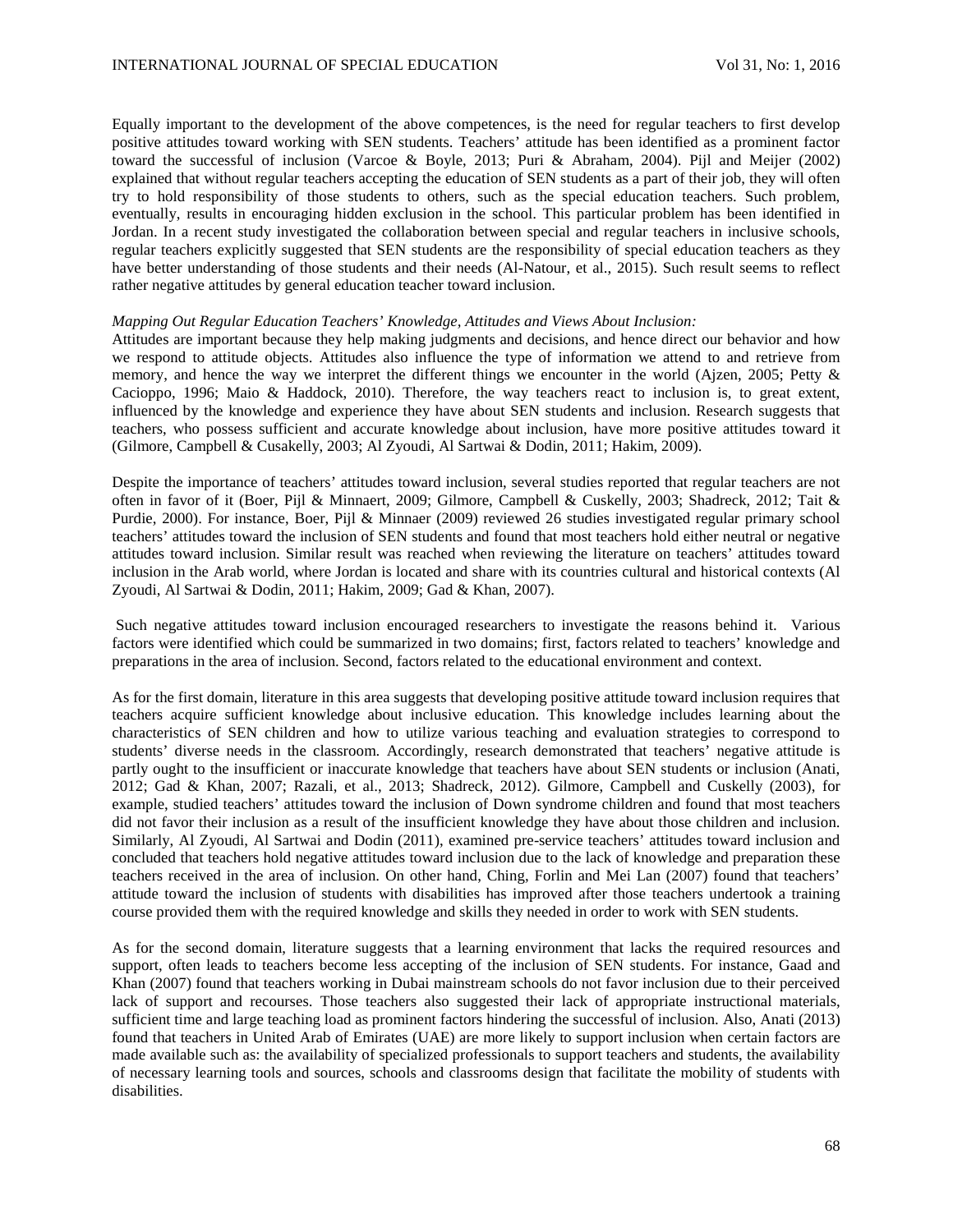Equally important to the development of the above competences, is the need for regular teachers to first develop positive attitudes toward working with SEN students. Teachers' attitude has been identified as a prominent factor toward the successful of inclusion (Varcoe & Boyle, 2013; Puri & Abraham, 2004). Pijl and Meijer (2002) explained that without regular teachers accepting the education of SEN students as a part of their job, they will often try to hold responsibility of those students to others, such as the special education teachers. Such problem, eventually, results in encouraging hidden exclusion in the school. This particular problem has been identified in Jordan. In a recent study investigated the collaboration between special and regular teachers in inclusive schools, regular teachers explicitly suggested that SEN students are the responsibility of special education teachers as they have better understanding of those students and their needs (Al-Natour, et al., 2015). Such result seems to reflect rather negative attitudes by general education teacher toward inclusion.

*Mapping Out Regular Education Teachers' Knowledge, Attitudes and Views About Inclusion:*

Attitudes are important because they help making judgments and decisions, and hence direct our behavior and how we respond to attitude objects. Attitudes also influence the type of information we attend to and retrieve from memory, and hence the way we interpret the different things we encounter in the world (Ajzen, 2005; Petty & Cacioppo, 1996; Maio & Haddock, 2010). Therefore, the way teachers react to inclusion is, to great extent, influenced by the knowledge and experience they have about SEN students and inclusion. Research suggests that teachers, who possess sufficient and accurate knowledge about inclusion, have more positive attitudes toward it (Gilmore, Campbell & Cusakelly, 2003; Al Zyoudi, Al Sartwai & Dodin, 2011; Hakim, 2009).

Despite the importance of teachers' attitudes toward inclusion, several studies reported that regular teachers are not often in favor of it (Boer, Pijl & Minnaert, 2009; Gilmore, Campbell & Cuskelly, 2003; Shadreck, 2012; Tait & Purdie, 2000). For instance, Boer, Pijl & Minnaer (2009) reviewed 26 studies investigated regular primary school teachers' attitudes toward the inclusion of SEN students and found that most teachers hold either neutral or negative attitudes toward inclusion. Similar result was reached when reviewing the literature on teachers' attitudes toward inclusion in the Arab world, where Jordan is located and share with its countries cultural and historical contexts (Al Zyoudi, Al Sartwai & Dodin, 2011; Hakim, 2009; Gad & Khan, 2007).

Such negative attitudes toward inclusion encouraged researchers to investigate the reasons behind it. Various factors were identified which could be summarized in two domains; first, factors related to teachers' knowledge and preparations in the area of inclusion. Second, factors related to the educational environment and context.

As for the first domain, literature in this area suggests that developing positive attitude toward inclusion requires that teachers acquire sufficient knowledge about inclusive education. This knowledge includes learning about the characteristics of SEN children and how to utilize various teaching and evaluation strategies to correspond to students' diverse needs in the classroom. Accordingly, research demonstrated that teachers' negative attitude is partly ought to the insufficient or inaccurate knowledge that teachers have about SEN students or inclusion (Anati, 2012; Gad & Khan, 2007; Razali, et al., 2013; Shadreck, 2012). Gilmore, Campbell and Cuskelly (2003), for example, studied teachers' attitudes toward the inclusion of Down syndrome children and found that most teachers did not favor their inclusion as a result of the insufficient knowledge they have about those children and inclusion. Similarly, Al Zyoudi, Al Sartwai and Dodin (2011), examined pre-service teachers' attitudes toward inclusion and concluded that teachers hold negative attitudes toward inclusion due to the lack of knowledge and preparation these teachers received in the area of inclusion. On other hand, Ching, Forlin and Mei Lan (2007) found that teachers' attitude toward the inclusion of students with disabilities has improved after those teachers undertook a training course provided them with the required knowledge and skills they needed in order to work with SEN students.

As for the second domain, literature suggests that a learning environment that lacks the required resources and support, often leads to teachers become less accepting of the inclusion of SEN students. For instance, Gaad and Khan (2007) found that teachers working in Dubai mainstream schools do not favor inclusion due to their perceived lack of support and recourses. Those teachers also suggested their lack of appropriate instructional materials, sufficient time and large teaching load as prominent factors hindering the successful of inclusion. Also, Anati (2013) found that teachers in United Arab of Emirates (UAE) are more likely to support inclusion when certain factors are made available such as: the availability of specialized professionals to support teachers and students, the availability of necessary learning tools and sources, schools and classrooms design that facilitate the mobility of students with disabilities.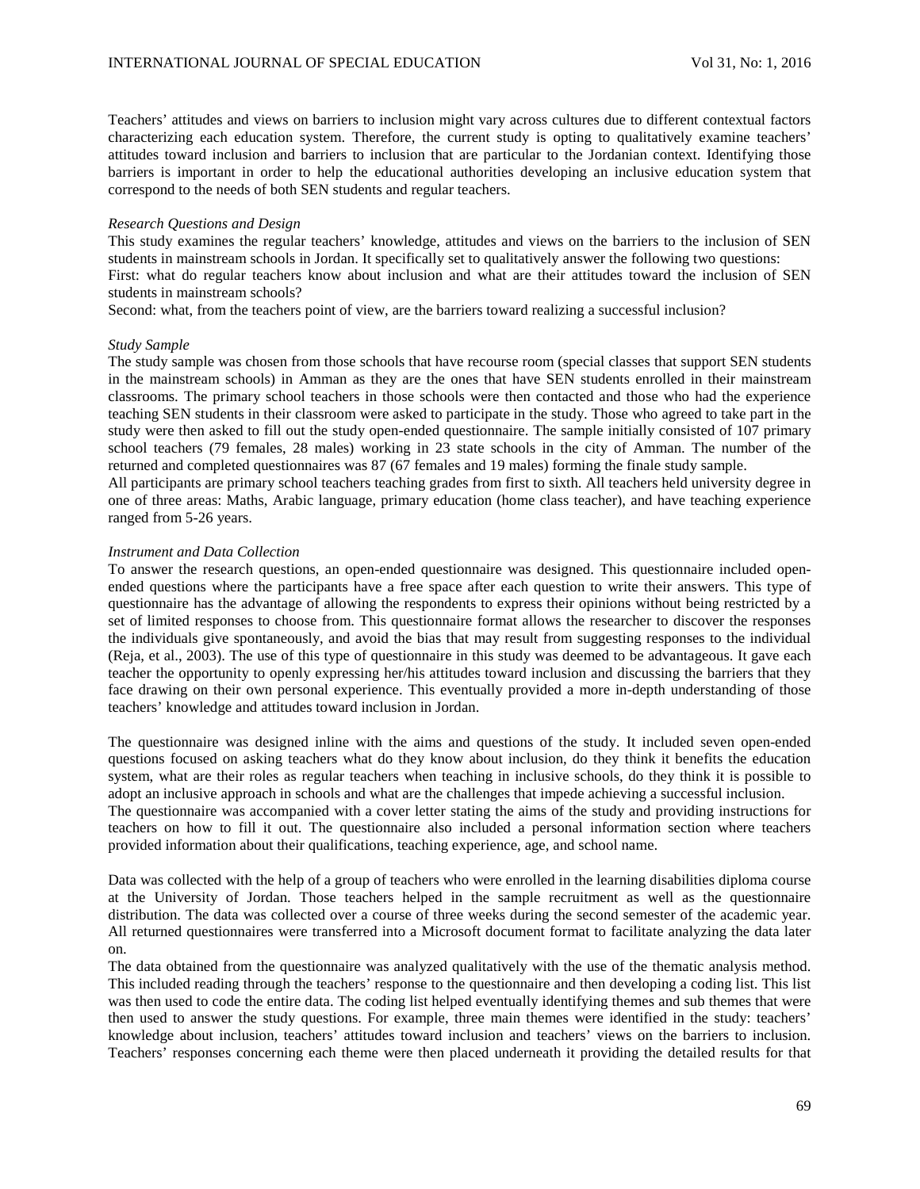Teachers' attitudes and views on barriers to inclusion might vary across cultures due to different contextual factors characterizing each education system. Therefore, the current study is opting to qualitatively examine teachers' attitudes toward inclusion and barriers to inclusion that are particular to the Jordanian context. Identifying those barriers is important in order to help the educational authorities developing an inclusive education system that correspond to the needs of both SEN students and regular teachers.

*Research Questions and Design*

This study examines the regular teachers' knowledge, attitudes and views on the barriers to the inclusion of SEN students in mainstream schools in Jordan. It specifically set to qualitatively answer the following two questions:

First: what do regular teachers know about inclusion and what are their attitudes toward the inclusion of SEN students in mainstream schools?

Second: what, from the teachers point of view, are the barriers toward realizing a successful inclusion?

*Study Sample*

The study sample was chosen from those schools that have recourse room (special classes that support SEN students in the mainstream schools) in Amman as they are the ones that have SEN students enrolled in their mainstream classrooms. The primary school teachers in those schools were then contacted and those who had the experience teaching SEN students in their classroom were asked to participate in the study. Those who agreed to take part in the study were then asked to fill out the study open-ended questionnaire. The sample initially consisted of 107 primary school teachers (79 females, 28 males) working in 23 state schools in the city of Amman. The number of the returned and completed questionnaires was 87 (67 females and 19 males) forming the finale study sample.

All participants are primary school teachers teaching grades from first to sixth. All teachers held university degree in one of three areas: Maths, Arabic language, primary education (home class teacher), and have teaching experience ranged from 5-26 years.

*Instrument and Data Collection*

To answer the research questions, an open-ended questionnaire was designed. This questionnaire included open-ended questions where the participants have a free space after each question to write their answers. This type of questionnaire has the advantage of allowing the respondents to express their opinions without being restricted by a set of limited responses to choose from. This questionnaire format allows the researcher to discover the responses the individuals give spontaneously, and avoid the bias that may result from suggesting responses to the individual (Reja, et al., 2003). The use of this type of questionnaire in this study was deemed to be advantageous. It gave each teacher the opportunity to openly expressing her/his attitudes toward inclusion and discussing the barriers that they face drawing on their own personal experience. This eventually provided a more in-depth understanding of those teachers' knowledge and attitudes toward inclusion in Jordan.

The questionnaire was designed inline with the aims and questions of the study. It included seven open-ended questions focused on asking teachers what do they know about inclusion, do they think it benefits the education system, what are their roles as regular teachers when teaching in inclusive schools, do they think it is possible to adopt an inclusive approach in schools and what are the challenges that impede achieving a successful inclusion.

The questionnaire was accompanied with a cover letter stating the aims of the study and providing instructions for teachers on how to fill it out. The questionnaire also included a personal information section where teachers provided information about their qualifications, teaching experience, age, and school name.

Data was collected with the help of a group of teachers who were enrolled in the learning disabilities diploma course at the University of Jordan. Those teachers helped in the sample recruitment as well as the questionnaire distribution. The data was collected over a course of three weeks during the second semester of the academic year. All returned questionnaires were transferred into a Microsoft document format to facilitate analyzing the data later on.

The data obtained from the questionnaire was analyzed qualitatively with the use of the thematic analysis method. This included reading through the teachers' response to the questionnaire and then developing a coding list. This list was then used to code the entire data. The coding list helped eventually identifying themes and sub themes that were then used to answer the study questions. For example, three main themes were identified in the study: teachers' knowledge about inclusion, teachers' attitudes toward inclusion and teachers' views on the barriers to inclusion. Teachers' responses concerning each theme were then placed underneath it providing the detailed results for that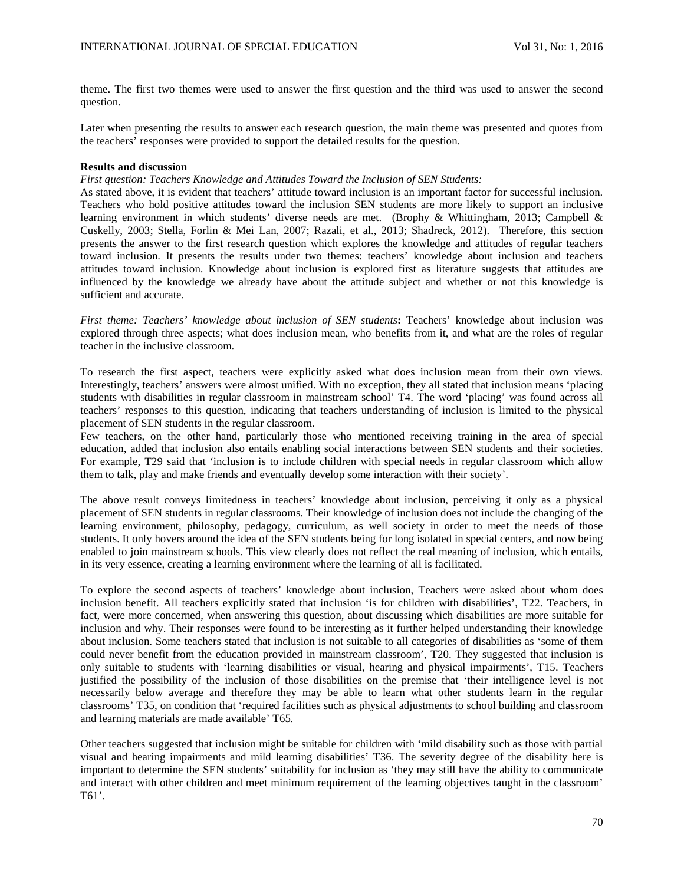theme. The first two themes were used to answer the first question and the third was used to answer the second question.

Later when presenting the results to answer each research question, the main theme was presented and quotes from the teachers' responses were provided to support the detailed results for the question.

**Results and discussion**

*First question: Teachers Knowledge and Attitudes Toward the Inclusion of SEN Students:*

As stated above, it is evident that teachers' attitude toward inclusion is an important factor for successful inclusion. Teachers who hold positive attitudes toward the inclusion SEN students are more likely to support an inclusive learning environment in which students' diverse needs are met. (Brophy & Whittingham, 2013; Campbell & Cuskelly, 2003; Stella, Forlin & Mei Lan, 2007; Razali, et al., 2013; Shadreck, 2012). Therefore, this section presents the answer to the first research question which explores the knowledge and attitudes of regular teachers toward inclusion. It presents the results under two themes: teachers' knowledge about inclusion and teachers attitudes toward inclusion. Knowledge about inclusion is explored first as literature suggests that attitudes are influenced by the knowledge we already have about the attitude subject and whether or not this knowledge is sufficient and accurate.

*First theme: Teachers' knowledge about inclusion of SEN students***:** Teachers' knowledge about inclusion was explored through three aspects; what does inclusion mean, who benefits from it, and what are the roles of regular teacher in the inclusive classroom.

To research the first aspect, teachers were explicitly asked what does inclusion mean from their own views. Interestingly, teachers' answers were almost unified. With no exception, they all stated that inclusion means 'placing students with disabilities in regular classroom in mainstream school' T4. The word 'placing' was found across all teachers' responses to this question, indicating that teachers understanding of inclusion is limited to the physical placement of SEN students in the regular classroom.

Few teachers, on the other hand, particularly those who mentioned receiving training in the area of special education, added that inclusion also entails enabling social interactions between SEN students and their societies. For example, T29 said that 'inclusion is to include children with special needs in regular classroom which allow them to talk, play and make friends and eventually develop some interaction with their society'.

The above result conveys limitedness in teachers' knowledge about inclusion, perceiving it only as a physical placement of SEN students in regular classrooms. Their knowledge of inclusion does not include the changing of the learning environment, philosophy, pedagogy, curriculum, as well society in order to meet the needs of those students. It only hovers around the idea of the SEN students being for long isolated in special centers, and now being enabled to join mainstream schools. This view clearly does not reflect the real meaning of inclusion, which entails, in its very essence, creating a learning environment where the learning of all is facilitated.

To explore the second aspects of teachers' knowledge about inclusion, Teachers were asked about whom does inclusion benefit. All teachers explicitly stated that inclusion 'is for children with disabilities', T22. Teachers, in fact, were more concerned, when answering this question, about discussing which disabilities are more suitable for inclusion and why. Their responses were found to be interesting as it further helped understanding their knowledge about inclusion. Some teachers stated that inclusion is not suitable to all categories of disabilities as 'some of them could never benefit from the education provided in mainstream classroom', T20. They suggested that inclusion is only suitable to students with 'learning disabilities or visual, hearing and physical impairments', T15. Teachers justified the possibility of the inclusion of those disabilities on the premise that 'their intelligence level is not necessarily below average and therefore they may be able to learn what other students learn in the regular classrooms' T35, on condition that 'required facilities such as physical adjustments to school building and classroom and learning materials are made available' T65.

Other teachers suggested that inclusion might be suitable for children with 'mild disability such as those with partial visual and hearing impairments and mild learning disabilities' T36. The severity degree of the disability here is important to determine the SEN students' suitability for inclusion as 'they may still have the ability to communicate and interact with other children and meet minimum requirement of the learning objectives taught in the classroom' T61'.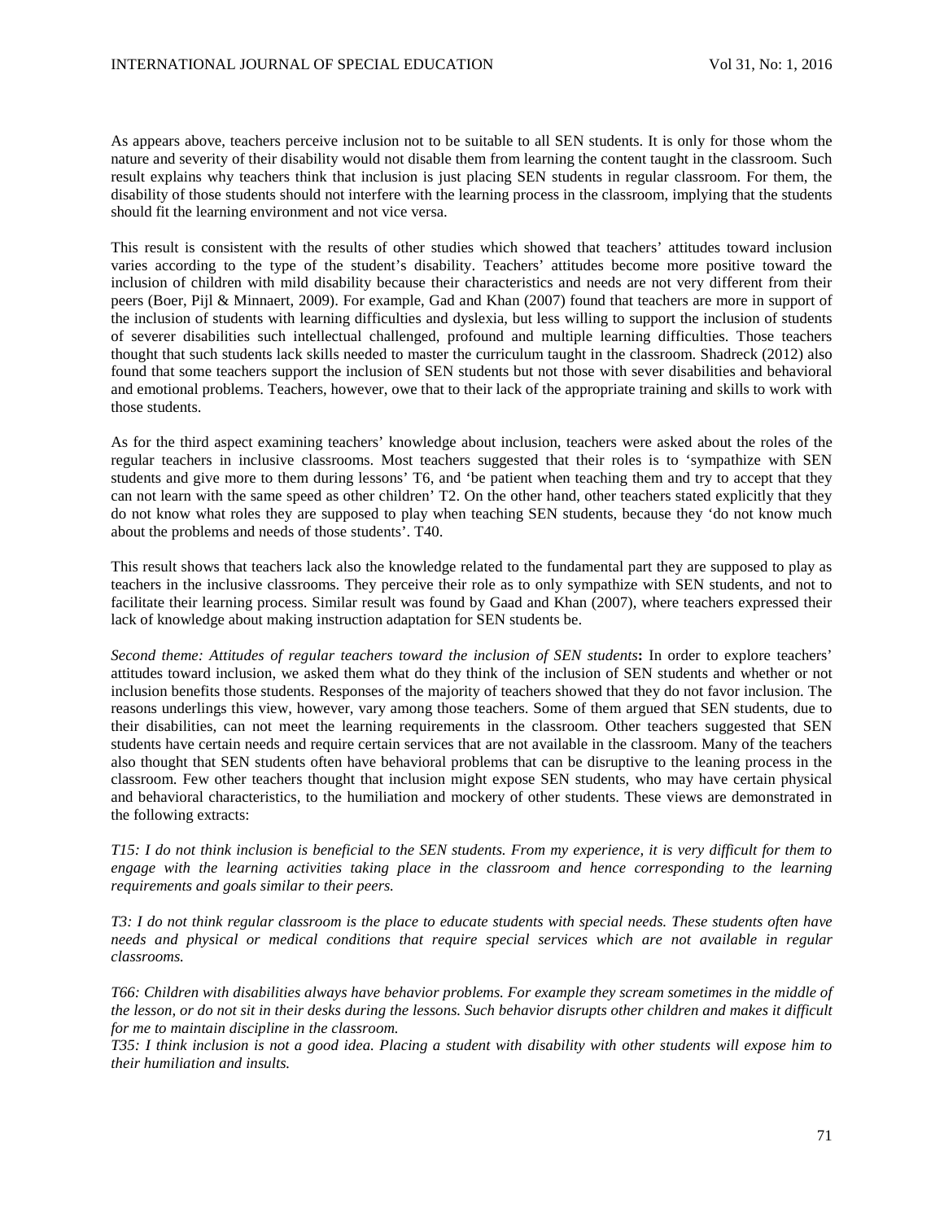As appears above, teachers perceive inclusion not to be suitable to all SEN students. It is only for those whom the nature and severity of their disability would not disable them from learning the content taught in the classroom. Such result explains why teachers think that inclusion is just placing SEN students in regular classroom. For them, the disability of those students should not interfere with the learning process in the classroom, implying that the students should fit the learning environment and not vice versa.

This result is consistent with the results of other studies which showed that teachers' attitudes toward inclusion varies according to the type of the student's disability. Teachers' attitudes become more positive toward the inclusion of children with mild disability because their characteristics and needs are not very different from their peers (Boer, Pijl & Minnaert, 2009). For example, Gad and Khan (2007) found that teachers are more in support of the inclusion of students with learning difficulties and dyslexia, but less willing to support the inclusion of students of severer disabilities such intellectual challenged, profound and multiple learning difficulties. Those teachers thought that such students lack skills needed to master the curriculum taught in the classroom. Shadreck (2012) also found that some teachers support the inclusion of SEN students but not those with sever disabilities and behavioral and emotional problems. Teachers, however, owe that to their lack of the appropriate training and skills to work with those students.

As for the third aspect examining teachers' knowledge about inclusion, teachers were asked about the roles of the regular teachers in inclusive classrooms. Most teachers suggested that their roles is to 'sympathize with SEN students and give more to them during lessons' T6, and 'be patient when teaching them and try to accept that they can not learn with the same speed as other children' T2. On the other hand, other teachers stated explicitly that they do not know what roles they are supposed to play when teaching SEN students, because they 'do not know much about the problems and needs of those students'. T40.

This result shows that teachers lack also the knowledge related to the fundamental part they are supposed to play as teachers in the inclusive classrooms. They perceive their role as to only sympathize with SEN students, and not to facilitate their learning process. Similar result was found by Gaad and Khan (2007), where teachers expressed their lack of knowledge about making instruction adaptation for SEN students be.

*Second theme: Attitudes of regular teachers toward the inclusion of SEN students***:** In order to explore teachers' attitudes toward inclusion, we asked them what do they think of the inclusion of SEN students and whether or not inclusion benefits those students. Responses of the majority of teachers showed that they do not favor inclusion. The reasons underlings this view, however, vary among those teachers. Some of them argued that SEN students, due to their disabilities, can not meet the learning requirements in the classroom. Other teachers suggested that SEN students have certain needs and require certain services that are not available in the classroom. Many of the teachers also thought that SEN students often have behavioral problems that can be disruptive to the leaning process in the classroom. Few other teachers thought that inclusion might expose SEN students, who may have certain physical and behavioral characteristics, to the humiliation and mockery of other students. These views are demonstrated in the following extracts:

*T15: I do not think inclusion is beneficial to the SEN students. From my experience, it is very difficult for them to engage with the learning activities taking place in the classroom and hence corresponding to the learning requirements and goals similar to their peers.*

*T3: I do not think regular classroom is the place to educate students with special needs. These students often have needs and physical or medical conditions that require special services which are not available in regular classrooms.*

*T66: Children with disabilities always have behavior problems. For example they scream sometimes in the middle of the lesson, or do not sit in their desks during the lessons. Such behavior disrupts other children and makes it difficult for me to maintain discipline in the classroom.*

*T35: I think inclusion is not a good idea. Placing a student with disability with other students will expose him to their humiliation and insults.*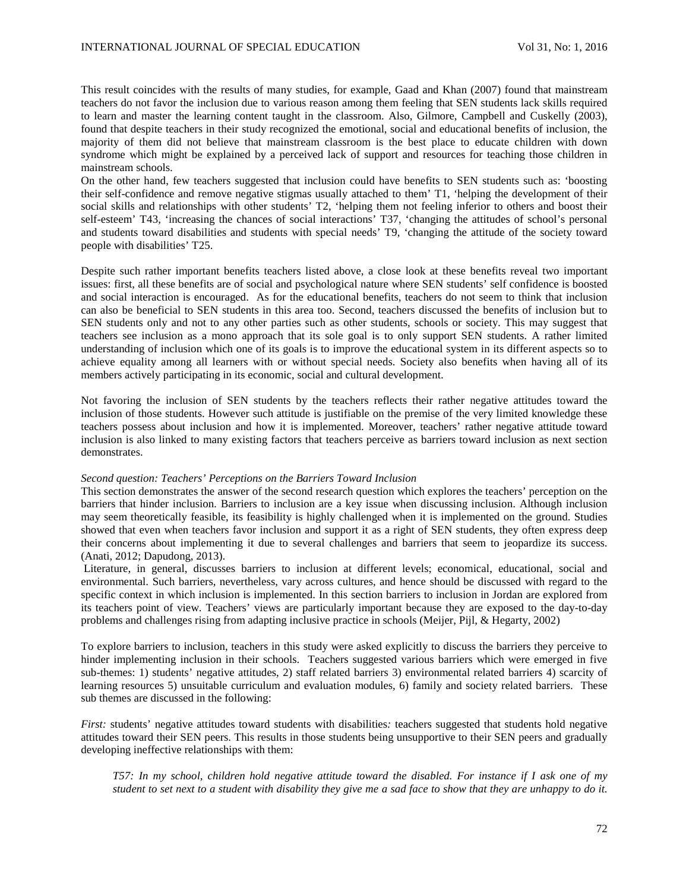This result coincides with the results of many studies, for example, Gaad and Khan (2007) found that mainstream teachers do not favor the inclusion due to various reason among them feeling that SEN students lack skills required to learn and master the learning content taught in the classroom. Also, Gilmore, Campbell and Cuskelly (2003), found that despite teachers in their study recognized the emotional, social and educational benefits of inclusion, the majority of them did not believe that mainstream classroom is the best place to educate children with down syndrome which might be explained by a perceived lack of support and resources for teaching those children in mainstream schools.

On the other hand, few teachers suggested that inclusion could have benefits to SEN students such as: 'boosting their self-confidence and remove negative stigmas usually attached to them' T1, 'helping the development of their social skills and relationships with other students' T2, 'helping them not feeling inferior to others and boost their self-esteem' T43, 'increasing the chances of social interactions' T37, 'changing the attitudes of school's personal and students toward disabilities and students with special needs' T9, 'changing the attitude of the society toward people with disabilities' T25.

Despite such rather important benefits teachers listed above, a close look at these benefits reveal two important issues: first, all these benefits are of social and psychological nature where SEN students' self confidence is boosted and social interaction is encouraged. As for the educational benefits, teachers do not seem to think that inclusion can also be beneficial to SEN students in this area too. Second, teachers discussed the benefits of inclusion but to SEN students only and not to any other parties such as other students, schools or society. This may suggest that teachers see inclusion as a mono approach that its sole goal is to only support SEN students. A rather limited understanding of inclusion which one of its goals is to improve the educational system in its different aspects so to achieve equality among all learners with or without special needs. Society also benefits when having all of its members actively participating in its economic, social and cultural development.

Not favoring the inclusion of SEN students by the teachers reflects their rather negative attitudes toward the inclusion of those students. However such attitude is justifiable on the premise of the very limited knowledge these teachers possess about inclusion and how it is implemented. Moreover, teachers' rather negative attitude toward inclusion is also linked to many existing factors that teachers perceive as barriers toward inclusion as next section demonstrates.

*Second question: Teachers' Perceptions on the Barriers Toward Inclusion*

This section demonstrates the answer of the second research question which explores the teachers' perception on the barriers that hinder inclusion. Barriers to inclusion are a key issue when discussing inclusion. Although inclusion may seem theoretically feasible, its feasibility is highly challenged when it is implemented on the ground. Studies showed that even when teachers favor inclusion and support it as a right of SEN students, they often express deep their concerns about implementing it due to several challenges and barriers that seem to jeopardize its success. (Anati, 2012; Dapudong, 2013).

Literature, in general, discusses barriers to inclusion at different levels; economical, educational, social and environmental. Such barriers, nevertheless, vary across cultures, and hence should be discussed with regard to the specific context in which inclusion is implemented. In this section barriers to inclusion in Jordan are explored from its teachers point of view. Teachers' views are particularly important because they are exposed to the day-to-day problems and challenges rising from adapting inclusive practice in schools (Meijer, Pijl, & Hegarty, 2002)

To explore barriers to inclusion, teachers in this study were asked explicitly to discuss the barriers they perceive to hinder implementing inclusion in their schools. Teachers suggested various barriers which were emerged in five sub-themes: 1) students' negative attitudes, 2) staff related barriers 3) environmental related barriers 4) scarcity of learning resources 5) unsuitable curriculum and evaluation modules, 6) family and society related barriers. These sub themes are discussed in the following:

*First:* students' negative attitudes toward students with disabilities*:* teachers suggested that students hold negative attitudes toward their SEN peers. This results in those students being unsupportive to their SEN peers and gradually developing ineffective relationships with them:

> *T57: In my school, children hold negative attitude toward the disabled. For instance if I ask one of my student to set next to a student with disability they give me a sad face to show that they are unhappy to do it.*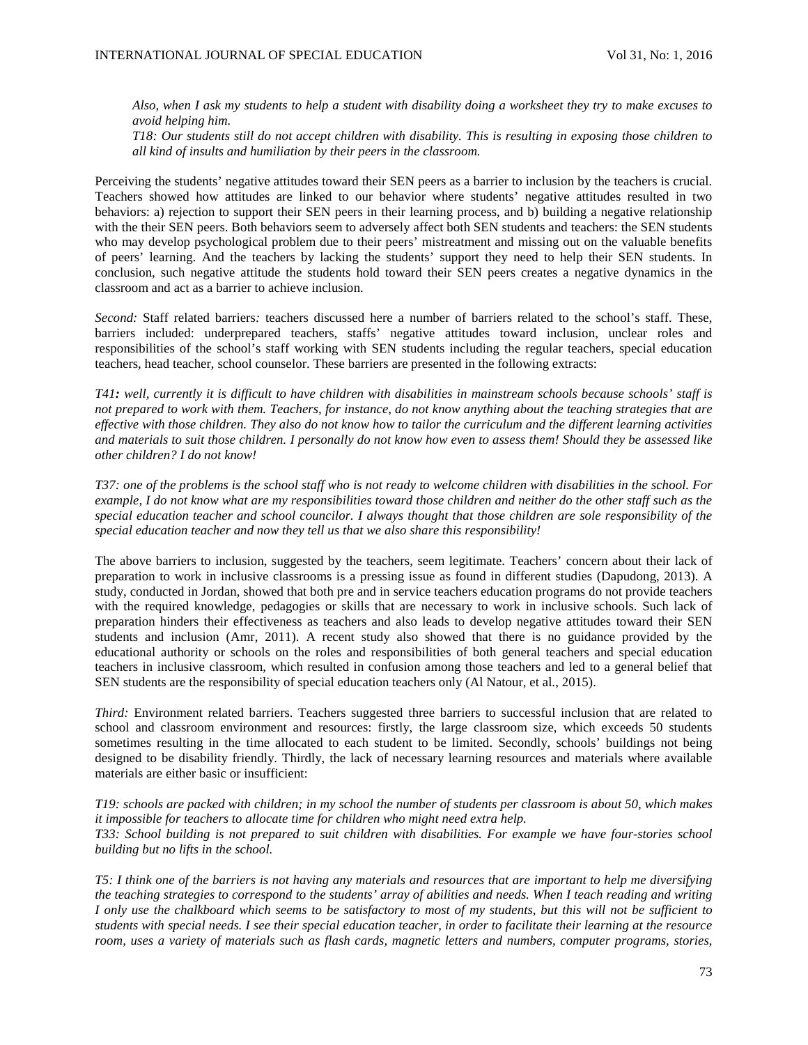*Also, when I ask my students to help a student with disability doing a worksheet they try to make excuses to avoid helping him.*

*T18: Our students still do not accept children with disability. This is resulting in exposing those children to all kind of insults and humiliation by their peers in the classroom.*

Perceiving the students' negative attitudes toward their SEN peers as a barrier to inclusion by the teachers is crucial. Teachers showed how attitudes are linked to our behavior where students' negative attitudes resulted in two behaviors: a) rejection to support their SEN peers in their learning process, and b) building a negative relationship with the their SEN peers. Both behaviors seem to adversely affect both SEN students and teachers: the SEN students who may develop psychological problem due to their peers' mistreatment and missing out on the valuable benefits of peers' learning. And the teachers by lacking the students' support they need to help their SEN students. In conclusion, such negative attitude the students hold toward their SEN peers creates a negative dynamics in the classroom and act as a barrier to achieve inclusion.

*Second:* Staff related barriers*:* teachers discussed here a number of barriers related to the school's staff. These, barriers included: underprepared teachers, staffs' negative attitudes toward inclusion, unclear roles and responsibilities of the school's staff working with SEN students including the regular teachers, special education teachers, head teacher, school counselor. These barriers are presented in the following extracts:

*T41**:** well, currently it is difficult to have children with disabilities in mainstream schools because schools' staff is not prepared to work with them. Teachers, for instance, do not know anything about the teaching strategies that are effective with those children. They also do not know how to tailor the curriculum and the different learning activities and materials to suit those children. I personally do not know how even to assess them! Should they be assessed like other children? I do not know!*

*T37: one of the problems is the school staff who is not ready to welcome children with disabilities in the school. For example, I do not know what are my responsibilities toward those children and neither do the other staff such as the special education teacher and school councilor. I always thought that those children are sole responsibility of the special education teacher and now they tell us that we also share this responsibility!*

The above barriers to inclusion, suggested by the teachers, seem legitimate. Teachers' concern about their lack of preparation to work in inclusive classrooms is a pressing issue as found in different studies (Dapudong, 2013). A study, conducted in Jordan, showed that both pre and in service teachers education programs do not provide teachers with the required knowledge, pedagogies or skills that are necessary to work in inclusive schools. Such lack of preparation hinders their effectiveness as teachers and also leads to develop negative attitudes toward their SEN students and inclusion (Amr, 2011). A recent study also showed that there is no guidance provided by the educational authority or schools on the roles and responsibilities of both general teachers and special education teachers in inclusive classroom, which resulted in confusion among those teachers and led to a general belief that SEN students are the responsibility of special education teachers only (Al Natour, et al., 2015).

*Third:* Environment related barriers. Teachers suggested three barriers to successful inclusion that are related to school and classroom environment and resources: firstly, the large classroom size, which exceeds 50 students sometimes resulting in the time allocated to each student to be limited. Secondly, schools' buildings not being designed to be disability friendly. Thirdly, the lack of necessary learning resources and materials where available materials are either basic or insufficient:

*T19: schools are packed with children; in my school the number of students per classroom is about 50, which makes it impossible for teachers to allocate time for children who might need extra help.*

*T33: School building is not prepared to suit children with disabilities. For example we have four-stories school building but no lifts in the school.*

*T5: I think one of the barriers is not having any materials and resources that are important to help me diversifying the teaching strategies to correspond to the students' array of abilities and needs. When I teach reading and writing I only use the chalkboard which seems to be satisfactory to most of my students, but this will not be sufficient to students with special needs. I see their special education teacher, in order to facilitate their learning at the resource room, uses a variety of materials such as flash cards, magnetic letters and numbers, computer programs, stories,*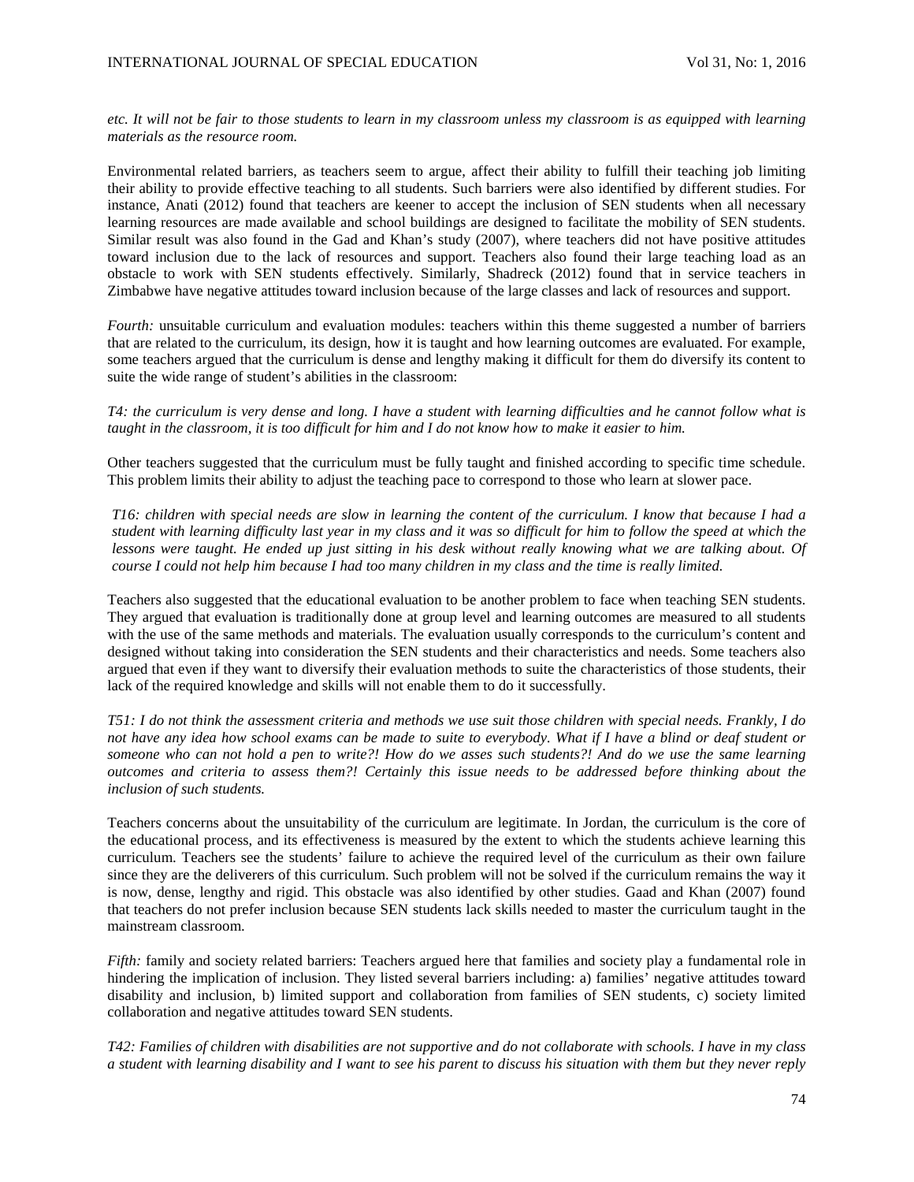*etc. It will not be fair to those students to learn in my classroom unless my classroom is as equipped with learning materials as the resource room.*

Environmental related barriers, as teachers seem to argue, affect their ability to fulfill their teaching job limiting their ability to provide effective teaching to all students. Such barriers were also identified by different studies. For instance, Anati (2012) found that teachers are keener to accept the inclusion of SEN students when all necessary learning resources are made available and school buildings are designed to facilitate the mobility of SEN students. Similar result was also found in the Gad and Khan's study (2007), where teachers did not have positive attitudes toward inclusion due to the lack of resources and support. Teachers also found their large teaching load as an obstacle to work with SEN students effectively. Similarly, Shadreck (2012) found that in service teachers in Zimbabwe have negative attitudes toward inclusion because of the large classes and lack of resources and support.

*Fourth:* unsuitable curriculum and evaluation modules: teachers within this theme suggested a number of barriers that are related to the curriculum, its design, how it is taught and how learning outcomes are evaluated. For example, some teachers argued that the curriculum is dense and lengthy making it difficult for them do diversify its content to suite the wide range of student's abilities in the classroom:

*T4: the curriculum is very dense and long. I have a student with learning difficulties and he cannot follow what is taught in the classroom, it is too difficult for him and I do not know how to make it easier to him.*

Other teachers suggested that the curriculum must be fully taught and finished according to specific time schedule. This problem limits their ability to adjust the teaching pace to correspond to those who learn at slower pace.

*T16: children with special needs are slow in learning the content of the curriculum. I know that because I had a student with learning difficulty last year in my class and it was so difficult for him to follow the speed at which the lessons were taught. He ended up just sitting in his desk without really knowing what we are talking about. Of course I could not help him because I had too many children in my class and the time is really limited.*

Teachers also suggested that the educational evaluation to be another problem to face when teaching SEN students. They argued that evaluation is traditionally done at group level and learning outcomes are measured to all students with the use of the same methods and materials. The evaluation usually corresponds to the curriculum's content and designed without taking into consideration the SEN students and their characteristics and needs. Some teachers also argued that even if they want to diversify their evaluation methods to suite the characteristics of those students, their lack of the required knowledge and skills will not enable them to do it successfully.

*T51: I do not think the assessment criteria and methods we use suit those children with special needs. Frankly, I do not have any idea how school exams can be made to suite to everybody. What if I have a blind or deaf student or someone who can not hold a pen to write?! How do we asses such students?! And do we use the same learning outcomes and criteria to assess them?! Certainly this issue needs to be addressed before thinking about the inclusion of such students.*

Teachers concerns about the unsuitability of the curriculum are legitimate. In Jordan, the curriculum is the core of the educational process, and its effectiveness is measured by the extent to which the students achieve learning this curriculum. Teachers see the students' failure to achieve the required level of the curriculum as their own failure since they are the deliverers of this curriculum. Such problem will not be solved if the curriculum remains the way it is now, dense, lengthy and rigid. This obstacle was also identified by other studies. Gaad and Khan (2007) found that teachers do not prefer inclusion because SEN students lack skills needed to master the curriculum taught in the mainstream classroom.

*Fifth:* family and society related barriers: Teachers argued here that families and society play a fundamental role in hindering the implication of inclusion. They listed several barriers including: a) families' negative attitudes toward disability and inclusion, b) limited support and collaboration from families of SEN students, c) society limited collaboration and negative attitudes toward SEN students.

*T42: Families of children with disabilities are not supportive and do not collaborate with schools. I have in my class a student with learning disability and I want to see his parent to discuss his situation with them but they never reply*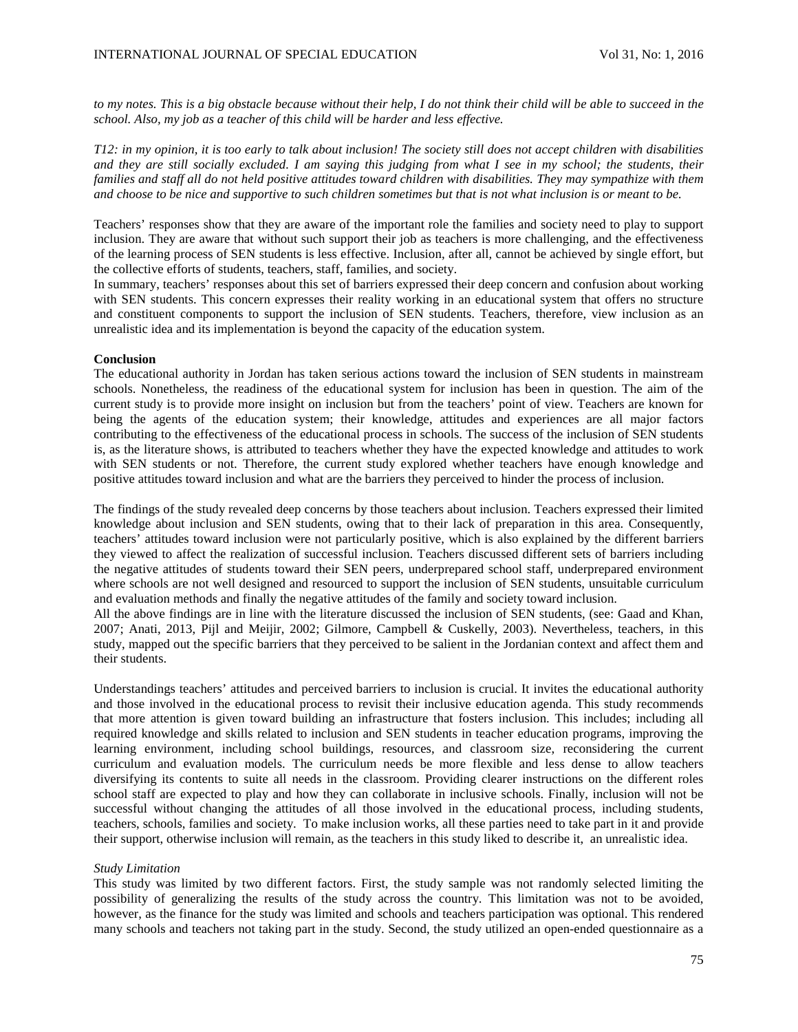*to my notes. This is a big obstacle because without their help, I do not think their child will be able to succeed in the school. Also, my job as a teacher of this child will be harder and less effective.*

*T12: in my opinion, it is too early to talk about inclusion! The society still does not accept children with disabilities and they are still socially excluded. I am saying this judging from what I see in my school; the students, their families and staff all do not held positive attitudes toward children with disabilities. They may sympathize with them and choose to be nice and supportive to such children sometimes but that is not what inclusion is or meant to be.*

Teachers' responses show that they are aware of the important role the families and society need to play to support inclusion. They are aware that without such support their job as teachers is more challenging, and the effectiveness of the learning process of SEN students is less effective. Inclusion, after all, cannot be achieved by single effort, but the collective efforts of students, teachers, staff, families, and society.

In summary, teachers' responses about this set of barriers expressed their deep concern and confusion about working with SEN students. This concern expresses their reality working in an educational system that offers no structure and constituent components to support the inclusion of SEN students. Teachers, therefore, view inclusion as an unrealistic idea and its implementation is beyond the capacity of the education system.

**Conclusion**

The educational authority in Jordan has taken serious actions toward the inclusion of SEN students in mainstream schools. Nonetheless, the readiness of the educational system for inclusion has been in question. The aim of the current study is to provide more insight on inclusion but from the teachers' point of view. Teachers are known for being the agents of the education system; their knowledge, attitudes and experiences are all major factors contributing to the effectiveness of the educational process in schools. The success of the inclusion of SEN students is, as the literature shows, is attributed to teachers whether they have the expected knowledge and attitudes to work with SEN students or not. Therefore, the current study explored whether teachers have enough knowledge and positive attitudes toward inclusion and what are the barriers they perceived to hinder the process of inclusion.

The findings of the study revealed deep concerns by those teachers about inclusion. Teachers expressed their limited knowledge about inclusion and SEN students, owing that to their lack of preparation in this area. Consequently, teachers' attitudes toward inclusion were not particularly positive, which is also explained by the different barriers they viewed to affect the realization of successful inclusion. Teachers discussed different sets of barriers including the negative attitudes of students toward their SEN peers, underprepared school staff, underprepared environment where schools are not well designed and resourced to support the inclusion of SEN students, unsuitable curriculum and evaluation methods and finally the negative attitudes of the family and society toward inclusion.

All the above findings are in line with the literature discussed the inclusion of SEN students, (see: Gaad and Khan, 2007; Anati, 2013, Pijl and Meijir, 2002; Gilmore, Campbell & Cuskelly, 2003). Nevertheless, teachers, in this study, mapped out the specific barriers that they perceived to be salient in the Jordanian context and affect them and their students.

Understandings teachers' attitudes and perceived barriers to inclusion is crucial. It invites the educational authority and those involved in the educational process to revisit their inclusive education agenda. This study recommends that more attention is given toward building an infrastructure that fosters inclusion. This includes; including all required knowledge and skills related to inclusion and SEN students in teacher education programs, improving the learning environment, including school buildings, resources, and classroom size, reconsidering the current curriculum and evaluation models. The curriculum needs be more flexible and less dense to allow teachers diversifying its contents to suite all needs in the classroom. Providing clearer instructions on the different roles school staff are expected to play and how they can collaborate in inclusive schools. Finally, inclusion will not be successful without changing the attitudes of all those involved in the educational process, including students, teachers, schools, families and society. To make inclusion works, all these parties need to take part in it and provide their support, otherwise inclusion will remain, as the teachers in this study liked to describe it, an unrealistic idea.

*Study Limitation*

This study was limited by two different factors. First, the study sample was not randomly selected limiting the possibility of generalizing the results of the study across the country. This limitation was not to be avoided, however, as the finance for the study was limited and schools and teachers participation was optional. This rendered many schools and teachers not taking part in the study. Second, the study utilized an open-ended questionnaire as a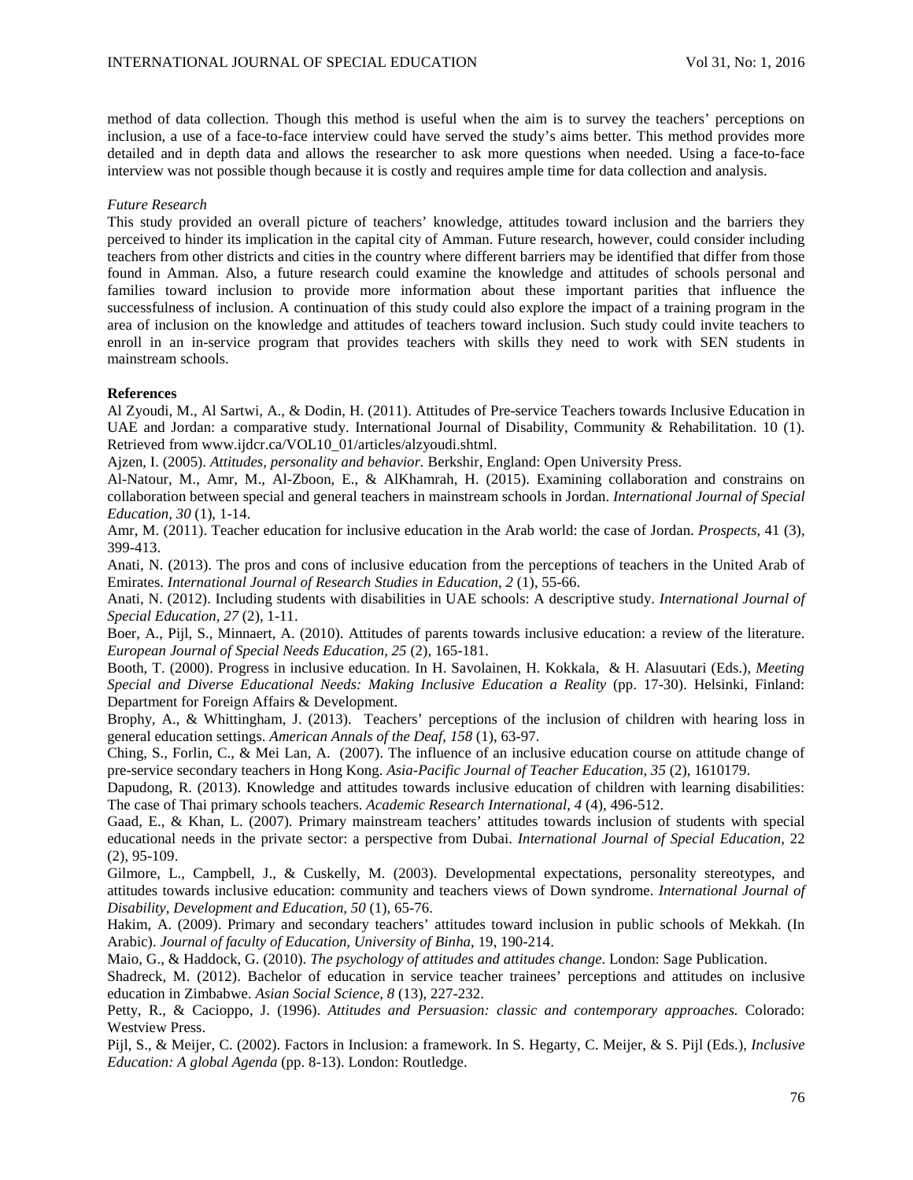method of data collection. Though this method is useful when the aim is to survey the teachers' perceptions on inclusion, a use of a face-to-face interview could have served the study's aims better. This method provides more detailed and in depth data and allows the researcher to ask more questions when needed. Using a face-to-face interview was not possible though because it is costly and requires ample time for data collection and analysis.

*Future Research*

This study provided an overall picture of teachers' knowledge, attitudes toward inclusion and the barriers they perceived to hinder its implication in the capital city of Amman. Future research, however, could consider including teachers from other districts and cities in the country where different barriers may be identified that differ from those found in Amman. Also, a future research could examine the knowledge and attitudes of schools personal and families toward inclusion to provide more information about these important parities that influence the successfulness of inclusion. A continuation of this study could also explore the impact of a training program in the area of inclusion on the knowledge and attitudes of teachers toward inclusion. Such study could invite teachers to enroll in an in-service program that provides teachers with skills they need to work with SEN students in mainstream schools.

**References**

Al Zyoudi, M., Al Sartwi, A., & Dodin, H. (2011). Attitudes of Pre-service Teachers towards Inclusive Education in UAE and Jordan: a comparative study. International Journal of Disability, Community & Rehabilitation. 10 (1). Retrieved from www.ijdcr.ca/VOL10_01/articles/alzyoudi.shtml.

Ajzen, I. (2005). *Attitudes, personality and behavior.* Berkshir, England: Open University Press.

Al-Natour, M., Amr, M., Al-Zboon, E., & AlKhamrah, H. (2015). Examining collaboration and constrains on collaboration between special and general teachers in mainstream schools in Jordan. *International Journal of Special Education, 30* (1), 1-14.

Amr, M. (2011). Teacher education for inclusive education in the Arab world: the case of Jordan. *Prospects,* 41 (3), 399-413.

Anati, N. (2013). The pros and cons of inclusive education from the perceptions of teachers in the United Arab of Emirates. *International Journal of Research Studies in Education, 2* (1), 55-66.

Anati, N. (2012). Including students with disabilities in UAE schools: A descriptive study. *International Journal of Special Education, 27* (2), 1-11.

Boer, A., Pijl, S., Minnaert, A. (2010). Attitudes of parents towards inclusive education: a review of the literature. *European Journal of Special Needs Education, 25* (2), 165-181.

Booth, T. (2000). Progress in inclusive education. In H. Savolainen, H. Kokkala, & H. Alasuutari (Eds.), *Meeting Special and Diverse Educational Needs: Making Inclusive Education a Reality* (pp. 17-30). Helsinki, Finland: Department for Foreign Affairs & Development.

Brophy, A., & Whittingham, J. (2013). Teachers' perceptions of the inclusion of children with hearing loss in general education settings. *American Annals of the Deaf, 158* (1), 63-97.

Ching, S., Forlin, C., & Mei Lan, A. (2007). The influence of an inclusive education course on attitude change of pre-service secondary teachers in Hong Kong. *Asia-Pacific Journal of Teacher Education, 35* (2), 1610179.

Dapudong, R. (2013). Knowledge and attitudes towards inclusive education of children with learning disabilities: The case of Thai primary schools teachers. *Academic Research International, 4* (4), 496-512.

Gaad, E., & Khan, L. (2007). Primary mainstream teachers' attitudes towards inclusion of students with special educational needs in the private sector: a perspective from Dubai. *International Journal of Special Education,* 22 (2), 95-109.

Gilmore, L., Campbell, J., & Cuskelly, M. (2003). Developmental expectations, personality stereotypes, and attitudes towards inclusive education: community and teachers views of Down syndrome. *International Journal of Disability, Development and Education, 50* (1), 65-76.

Hakim, A. (2009). Primary and secondary teachers' attitudes toward inclusion in public schools of Mekkah. (In Arabic). *Journal of faculty of Education, University of Binha,* 19, 190-214.

Maio, G., & Haddock, G. (2010). *The psychology of attitudes and attitudes change.* London: Sage Publication.

Shadreck, M. (2012). Bachelor of education in service teacher trainees' perceptions and attitudes on inclusive education in Zimbabwe. *Asian Social Science, 8* (13), 227-232.

Petty, R., & Cacioppo, J. (1996). *Attitudes and Persuasion: classic and contemporary approaches.* Colorado: Westview Press.

Pijl, S., & Meijer, C. (2002). Factors in Inclusion: a framework. In S. Hegarty, C. Meijer, & S. Pijl (Eds.), *Inclusive Education: A global Agenda* (pp. 8-13). London: Routledge.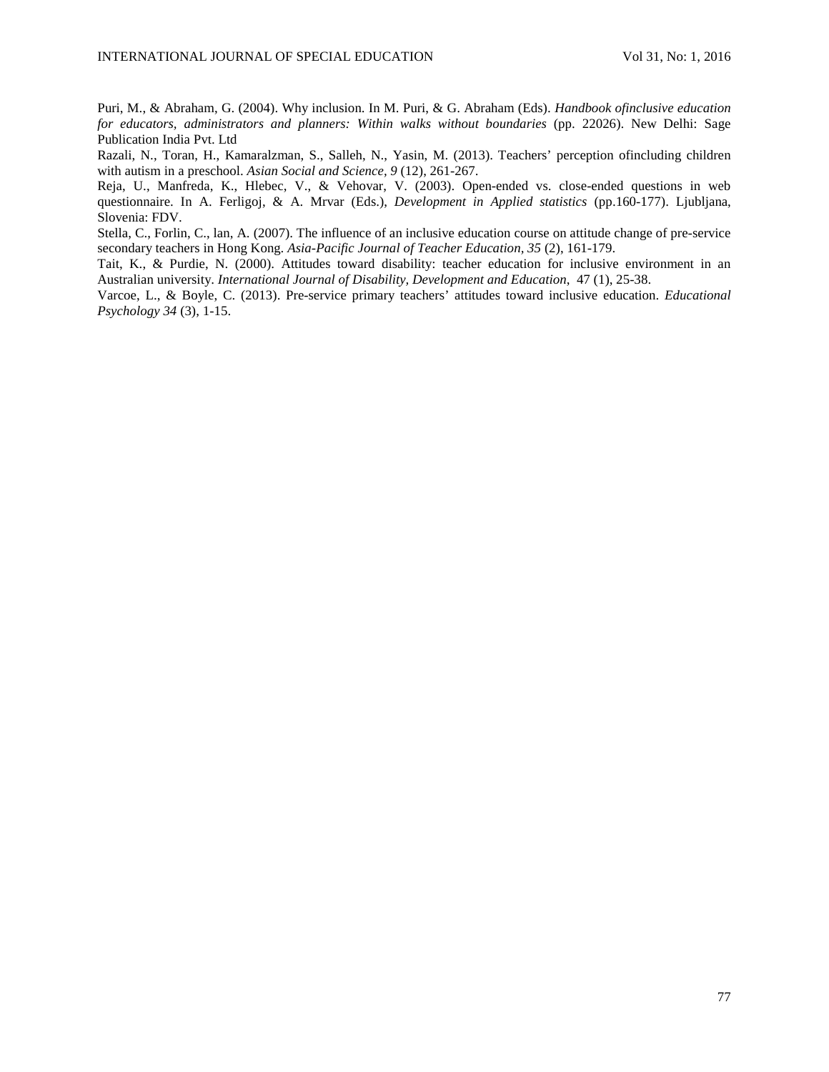Puri, M., & Abraham, G. (2004). Why inclusion. In M. Puri, & G. Abraham (Eds). *Handbook ofinclusive education for educators, administrators and planners: Within walks without boundaries* (pp. 22026). New Delhi: Sage Publication India Pvt. Ltd

Razali, N., Toran, H., Kamaralzman, S., Salleh, N., Yasin, M. (2013). Teachers' perception ofincluding children with autism in a preschool. *Asian Social and Science, 9* (12), 261-267.

Reja, U., Manfreda, K., Hlebec, V., & Vehovar, V. (2003). Open-ended vs. close-ended questions in web questionnaire. In A. Ferligoj, & A. Mrvar (Eds.), *Development in Applied statistics* (pp.160-177). Ljubljana, Slovenia: FDV.

Stella, C., Forlin, C., lan, A. (2007). The influence of an inclusive education course on attitude change of pre-service secondary teachers in Hong Kong. *Asia-Pacific Journal of Teacher Education, 35* (2), 161-179.

Tait, K., & Purdie, N. (2000). Attitudes toward disability: teacher education for inclusive environment in an Australian university. *International Journal of Disability, Development and Education*, 47 (1), 25-38.

Varcoe, L., & Boyle, C. (2013). Pre-service primary teachers' attitudes toward inclusive education. *Educational Psychology 34* (3), 1-15.